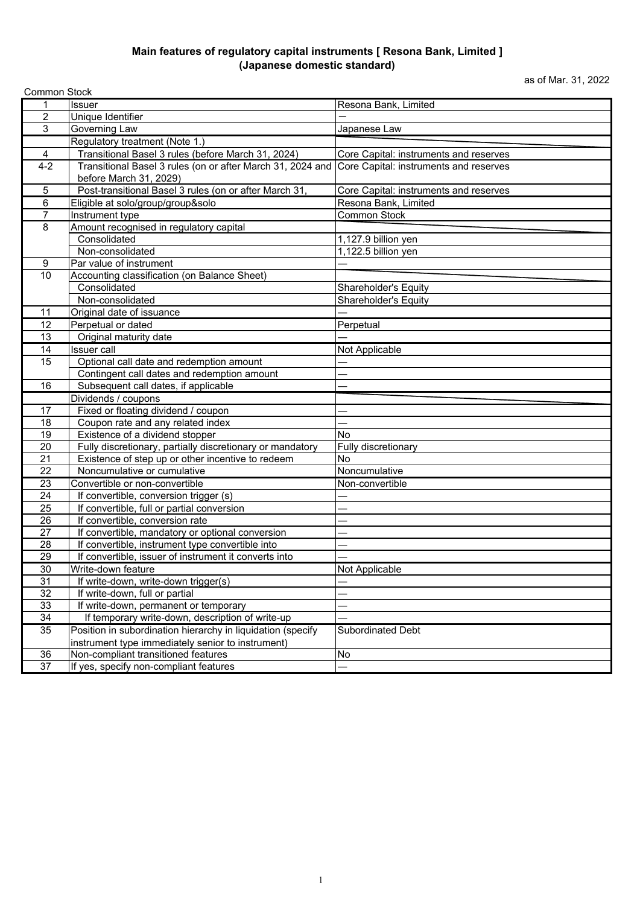# Main features of regulatory capital instruments [ Resona Bank, Limited ] (Japanese domestic standard)

as of Mar. 31, 2022

Common Stock

| | | |
|---|---|---|
| 1 | Issuer | Resona Bank, Limited |
| 2 | Unique Identifier | — |
| 3 | Governing Law | Japanese Law |
| | Regulatory treatment (Note 1.) | |
| 4 | Transitional Basel 3 rules (before March 31, 2024) | Core Capital: instruments and reserves |
| 4-2 | Transitional Basel 3 rules (on or after March 31, 2024 and before March 31, 2029) | Core Capital: instruments and reserves |
| 5 | Post-transitional Basel 3 rules (on or after March 31, | Core Capital: instruments and reserves |
| 6 | Eligible at solo/group/group&solo | Resona Bank, Limited |
| 7 | Instrument type | Common Stock |
| 8 | Amount recognised in regulatory capital | |
| | Consolidated | 1,127.9 billion yen |
| | Non-consolidated | 1,122.5 billion yen |
| 9 | Par value of instrument | — |
| 10 | Accounting classification (on Balance Sheet) | |
| | Consolidated | Shareholder's Equity |
| | Non-consolidated | Shareholder's Equity |
| 11 | Original date of issuance | — |
| 12 | Perpetual or dated | Perpetual |
| 13 | Original maturity date | — |
| 14 | Issuer call | Not Applicable |
| 15 | Optional call date and redemption amount | — |
| | Contingent call dates and redemption amount | — |
| 16 | Subsequent call dates, if applicable | — |
| | Dividends / coupons | |
| 17 | Fixed or floating dividend / coupon | — |
| 18 | Coupon rate and any related index | — |
| 19 | Existence of a dividend stopper | No |
| 20 | Fully discretionary, partially discretionary or mandatory | Fully discretionary |
| 21 | Existence of step up or other incentive to redeem | No |
| 22 | Noncumulative or cumulative | Noncumulative |
| 23 | Convertible or non-convertible | Non-convertible |
| 24 | If convertible, conversion trigger (s) | — |
| 25 | If convertible, full or partial conversion | — |
| 26 | If convertible, conversion rate | — |
| 27 | If convertible, mandatory or optional conversion | — |
| 28 | If convertible, instrument type convertible into | — |
| 29 | If convertible, issuer of instrument it converts into | — |
| 30 | Write-down feature | Not Applicable |
| 31 | If write-down, write-down trigger(s) | — |
| 32 | If write-down, full or partial | — |
| 33 | If write-down, permanent or temporary | — |
| 34 | If temporary write-down, description of write-up | — |
| 35 | Position in subordination hierarchy in liquidation (specify instrument type immediately senior to instrument) | Subordinated Debt |
| 36 | Non-compliant transitioned features | No |
| 37 | If yes, specify non-compliant features | — |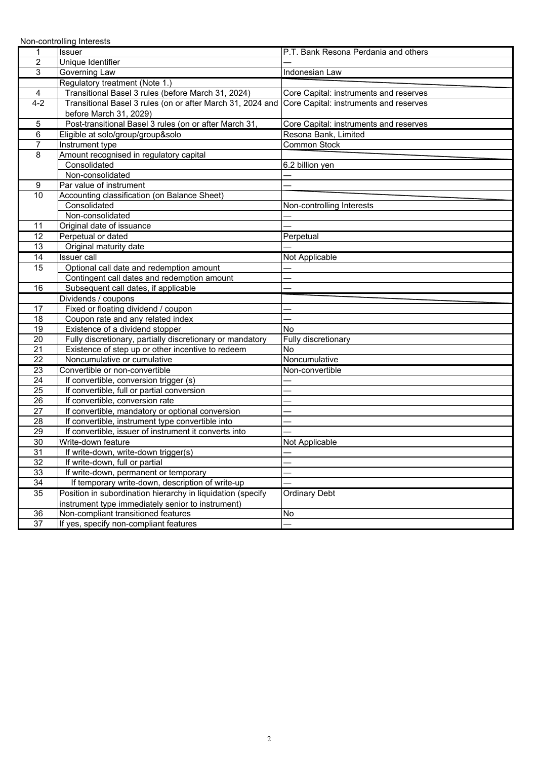Non-controlling Interests

| | | |
|---|---|---|
| 1 | Issuer | P.T. Bank Resona Perdania and others |
| 2 | Unique Identifier | — |
| 3 | Governing Law | Indonesian Law |
| | Regulatory treatment (Note 1.) | |
| 4 | Transitional Basel 3 rules (before March 31, 2024) | Core Capital: instruments and reserves |
| 4-2 | Transitional Basel 3 rules (on or after March 31, 2024 and before March 31, 2029) | Core Capital: instruments and reserves |
| 5 | Post-transitional Basel 3 rules (on or after March 31, | Core Capital: instruments and reserves |
| 6 | Eligible at solo/group/group&solo | Resona Bank, Limited |
| 7 | Instrument type | Common Stock |
| 8 | Amount recognised in regulatory capital | |
| | Consolidated | 6.2 billion yen |
| | Non-consolidated | — |
| 9 | Par value of instrument | — |
| 10 | Accounting classification (on Balance Sheet) | |
| | Consolidated | Non-controlling Interests |
| | Non-consolidated | — |
| 11 | Original date of issuance | — |
| 12 | Perpetual or dated | Perpetual |
| 13 | Original maturity date | — |
| 14 | Issuer call | Not Applicable |
| 15 | Optional call date and redemption amount | — |
| | Contingent call dates and redemption amount | — |
| 16 | Subsequent call dates, if applicable | — |
| | Dividends / coupons | |
| 17 | Fixed or floating dividend / coupon | — |
| 18 | Coupon rate and any related index | — |
| 19 | Existence of a dividend stopper | No |
| 20 | Fully discretionary, partially discretionary or mandatory | Fully discretionary |
| 21 | Existence of step up or other incentive to redeem | No |
| 22 | Noncumulative or cumulative | Noncumulative |
| 23 | Convertible or non-convertible | Non-convertible |
| 24 | If convertible, conversion trigger (s) | — |
| 25 | If convertible, full or partial conversion | — |
| 26 | If convertible, conversion rate | — |
| 27 | If convertible, mandatory or optional conversion | — |
| 28 | If convertible, instrument type convertible into | — |
| 29 | If convertible, issuer of instrument it converts into | — |
| 30 | Write-down feature | Not Applicable |
| 31 | If write-down, write-down trigger(s) | — |
| 32 | If write-down, full or partial | — |
| 33 | If write-down, permanent or temporary | — |
| 34 | If temporary write-down, description of write-up | — |
| 35 | Position in subordination hierarchy in liquidation (specify instrument type immediately senior to instrument) | Ordinary Debt |
| 36 | Non-compliant transitioned features | No |
| 37 | If yes, specify non-compliant features | — |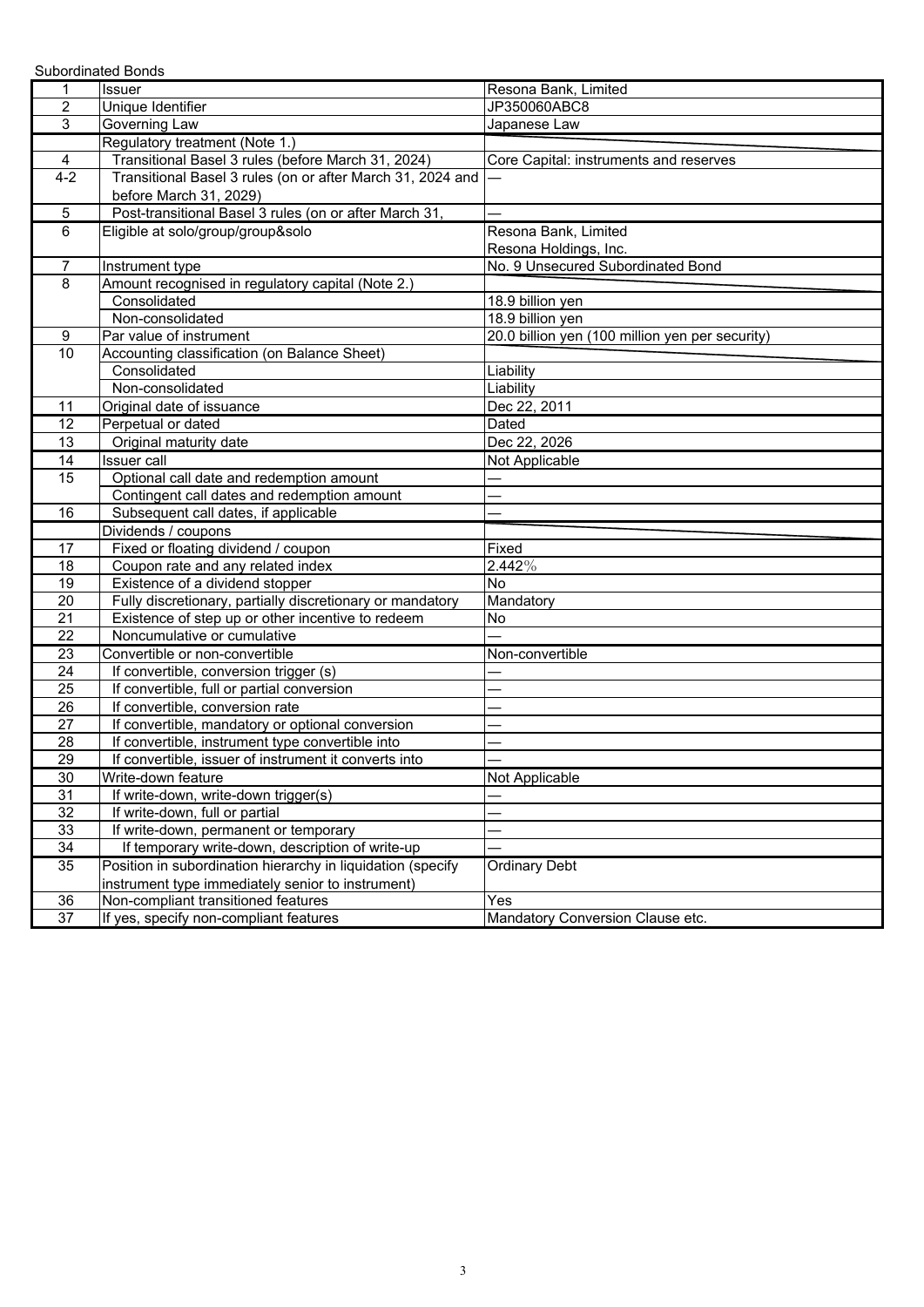Subordinated Bonds

| | | |
|---|---|---|
| 1 | Issuer | Resona Bank, Limited |
| 2 | Unique Identifier | JP350060ABC8 |
| 3 | Governing Law | Japanese Law |
| | Regulatory treatment (Note 1.) | |
| 4 | Transitional Basel 3 rules (before March 31, 2024) | Core Capital: instruments and reserves |
| 4-2 | Transitional Basel 3 rules (on or after March 31, 2024 and before March 31, 2029) | — |
| 5 | Post-transitional Basel 3 rules (on or after March 31, | — |
| 6 | Eligible at solo/group/group&solo | Resona Bank, Limited<br>Resona Holdings, Inc. |
| 7 | Instrument type | No. 9 Unsecured Subordinated Bond |
| 8 | Amount recognised in regulatory capital (Note 2.) | |
| | Consolidated | 18.9 billion yen |
| | Non-consolidated | 18.9 billion yen |
| 9 | Par value of instrument | 20.0 billion yen (100 million yen per security) |
| 10 | Accounting classification (on Balance Sheet) | |
| | Consolidated | Liability |
| | Non-consolidated | Liability |
| 11 | Original date of issuance | Dec 22, 2011 |
| 12 | Perpetual or dated | Dated |
| 13 | Original maturity date | Dec 22, 2026 |
| 14 | Issuer call | Not Applicable |
| 15 | Optional call date and redemption amount | — |
| | Contingent call dates and redemption amount | — |
| 16 | Subsequent call dates, if applicable | — |
| | Dividends / coupons | |
| 17 | Fixed or floating dividend / coupon | Fixed |
| 18 | Coupon rate and any related index | 2.442% |
| 19 | Existence of a dividend stopper | No |
| 20 | Fully discretionary, partially discretionary or mandatory | Mandatory |
| 21 | Existence of step up or other incentive to redeem | No |
| 22 | Noncumulative or cumulative | — |
| 23 | Convertible or non-convertible | Non-convertible |
| 24 | If convertible, conversion trigger (s) | — |
| 25 | If convertible, full or partial conversion | — |
| 26 | If convertible, conversion rate | — |
| 27 | If convertible, mandatory or optional conversion | — |
| 28 | If convertible, instrument type convertible into | — |
| 29 | If convertible, issuer of instrument it converts into | — |
| 30 | Write-down feature | Not Applicable |
| 31 | If write-down, write-down trigger(s) | — |
| 32 | If write-down, full or partial | — |
| 33 | If write-down, permanent or temporary | — |
| 34 | If temporary write-down, description of write-up | — |
| 35 | Position in subordination hierarchy in liquidation (specify instrument type immediately senior to instrument) | Ordinary Debt |
| 36 | Non-compliant transitioned features | Yes |
| 37 | If yes, specify non-compliant features | Mandatory Conversion Clause etc. |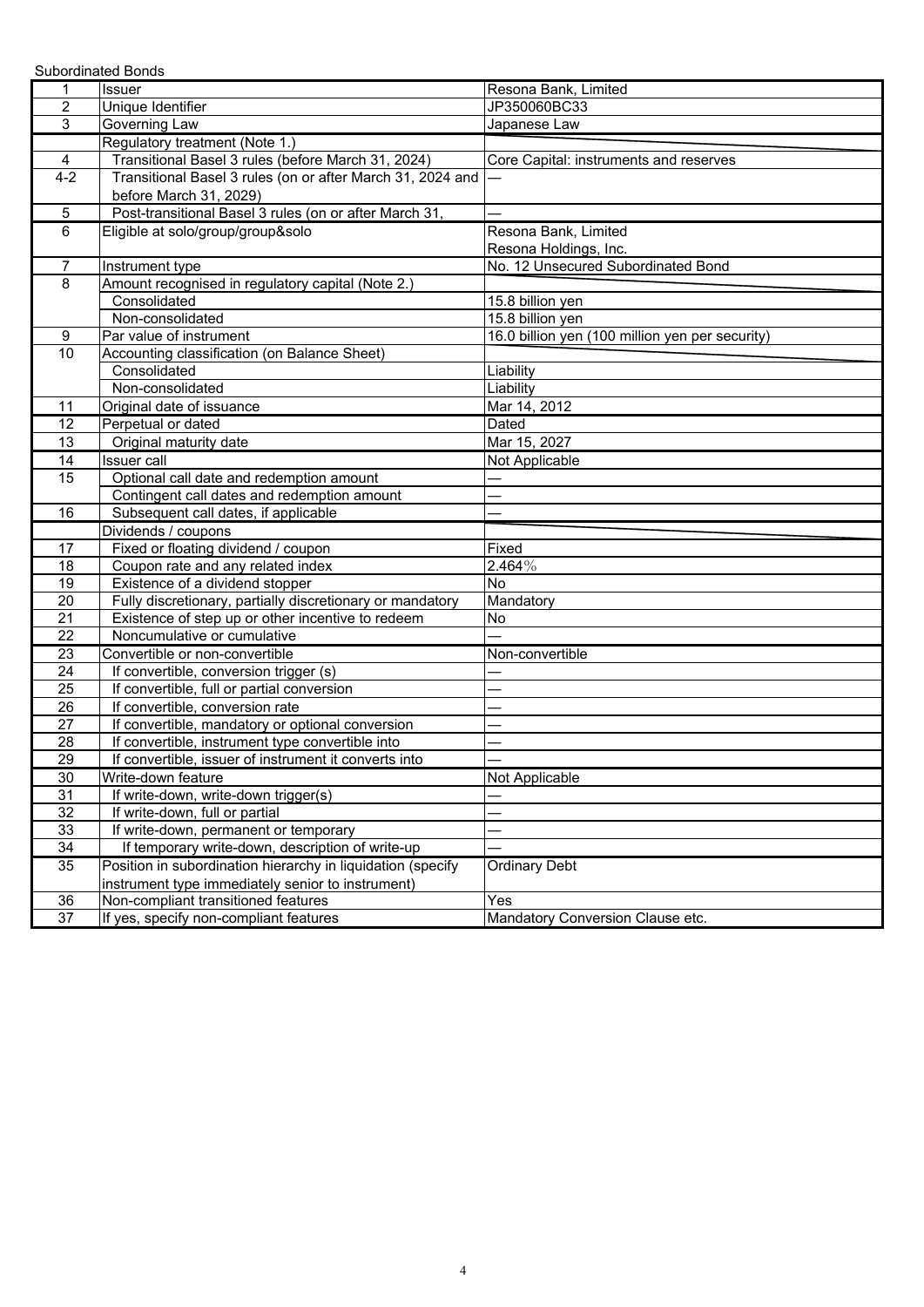Subordinated Bonds

| | | |
|---|---|---|
| 1 | Issuer | Resona Bank, Limited |
| 2 | Unique Identifier | JP350060BC33 |
| 3 | Governing Law | Japanese Law |
| | Regulatory treatment (Note 1.) | |
| 4 | Transitional Basel 3 rules (before March 31, 2024) | Core Capital: instruments and reserves |
| 4-2 | Transitional Basel 3 rules (on or after March 31, 2024 and before March 31, 2029) | — |
| 5 | Post-transitional Basel 3 rules (on or after March 31, | — |
| 6 | Eligible at solo/group/group&solo | Resona Bank, Limited<br>Resona Holdings, Inc. |
| 7 | Instrument type | No. 12 Unsecured Subordinated Bond |
| 8 | Amount recognised in regulatory capital (Note 2.) | |
| | Consolidated | 15.8 billion yen |
| | Non-consolidated | 15.8 billion yen |
| 9 | Par value of instrument | 16.0 billion yen (100 million yen per security) |
| 10 | Accounting classification (on Balance Sheet) | |
| | Consolidated | Liability |
| | Non-consolidated | Liability |
| 11 | Original date of issuance | Mar 14, 2012 |
| 12 | Perpetual or dated | Dated |
| 13 | Original maturity date | Mar 15, 2027 |
| 14 | Issuer call | Not Applicable |
| 15 | Optional call date and redemption amount | — |
| | Contingent call dates and redemption amount | — |
| 16 | Subsequent call dates, if applicable | — |
| | Dividends / coupons | |
| 17 | Fixed or floating dividend / coupon | Fixed |
| 18 | Coupon rate and any related index | 2.464％ |
| 19 | Existence of a dividend stopper | No |
| 20 | Fully discretionary, partially discretionary or mandatory | Mandatory |
| 21 | Existence of step up or other incentive to redeem | No |
| 22 | Noncumulative or cumulative | — |
| 23 | Convertible or non-convertible | Non-convertible |
| 24 | If convertible, conversion trigger (s) | — |
| 25 | If convertible, full or partial conversion | — |
| 26 | If convertible, conversion rate | — |
| 27 | If convertible, mandatory or optional conversion | — |
| 28 | If convertible, instrument type convertible into | — |
| 29 | If convertible, issuer of instrument it converts into | — |
| 30 | Write-down feature | Not Applicable |
| 31 | If write-down, write-down trigger(s) | — |
| 32 | If write-down, full or partial | — |
| 33 | If write-down, permanent or temporary | — |
| 34 | If temporary write-down, description of write-up | — |
| 35 | Position in subordination hierarchy in liquidation (specify instrument type immediately senior to instrument) | Ordinary Debt |
| 36 | Non-compliant transitioned features | Yes |
| 37 | If yes, specify non-compliant features | Mandatory Conversion Clause etc. |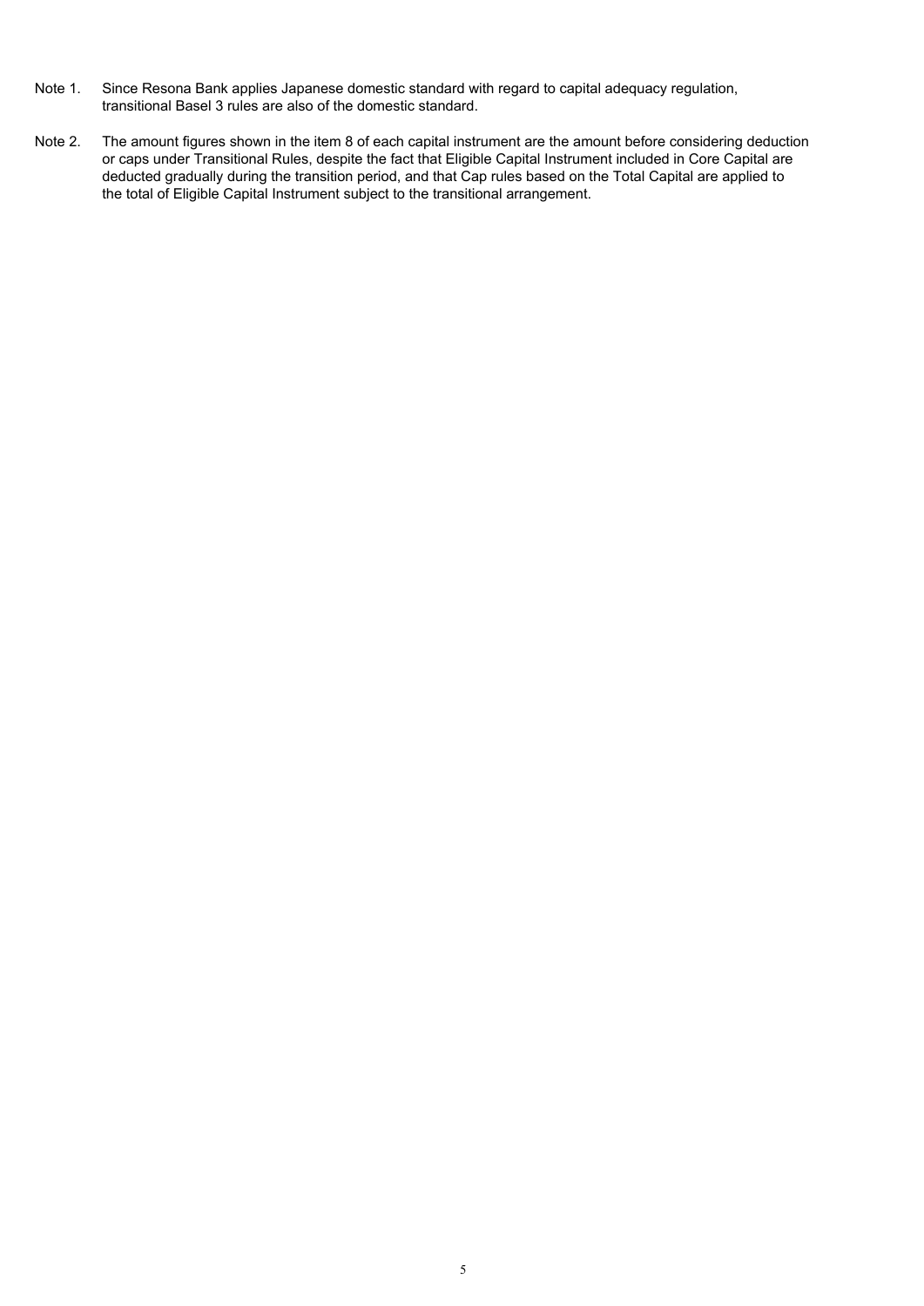Note 1. Since Resona Bank applies Japanese domestic standard with regard to capital adequacy regulation, transitional Basel 3 rules are also of the domestic standard.

Note 2. The amount figures shown in the item 8 of each capital instrument are the amount before considering deduction or caps under Transitional Rules, despite the fact that Eligible Capital Instrument included in Core Capital are deducted gradually during the transition period, and that Cap rules based on the Total Capital are applied to the total of Eligible Capital Instrument subject to the transitional arrangement.